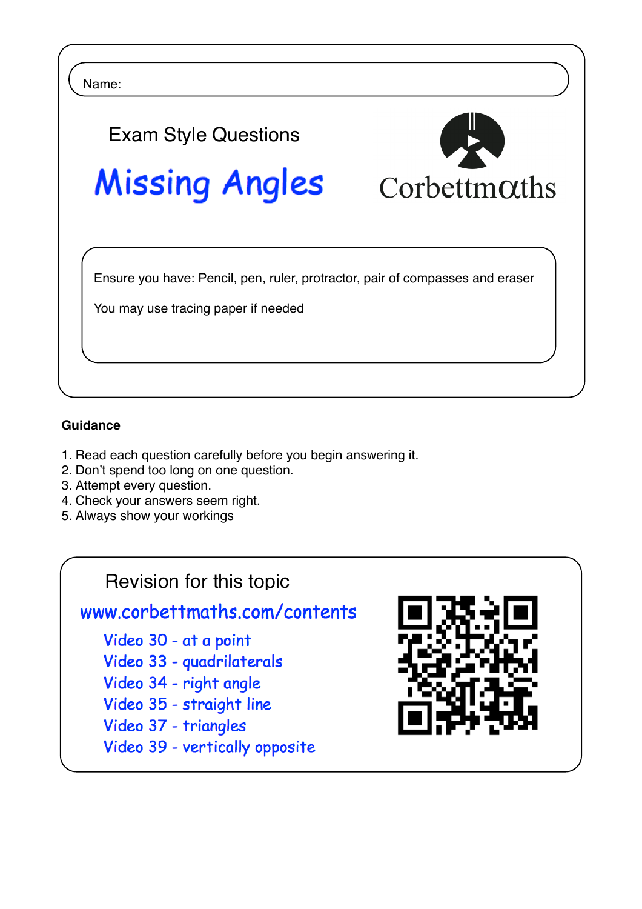Name:

Exam Style Questions

# Missing Angles

Corbettmaths

Ensure you have: Pencil, pen, ruler, protractor, pair of compasses and eraser

You may use tracing paper if needed

**Guidance**

1. Read each question carefully before you begin answering it.
2. Don't spend too long on one question.
3. Attempt every question.
4. Check your answers seem right.
5. Always show your workings

Revision for this topic

www.corbettmaths.com/contents

Video 30 - at a point
Video 33 - quadrilaterals
Video 34 - right angle
Video 35 - straight line
Video 37 - triangles
Video 39 - vertically opposite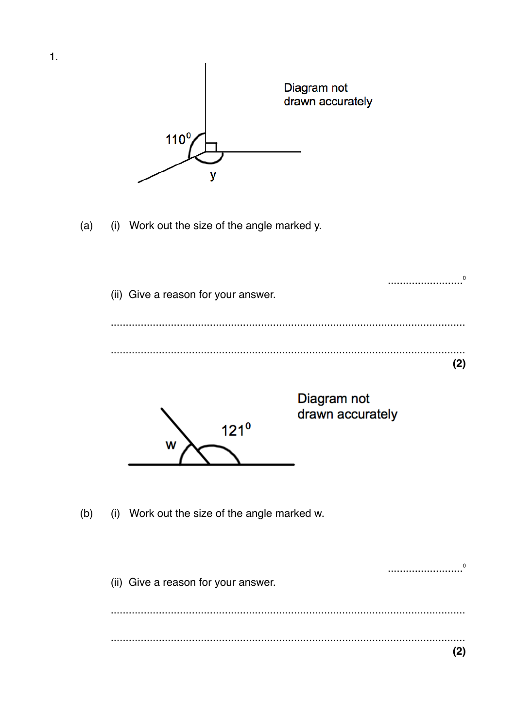1.

Diagram not drawn accurately

110°

y

(a) (i) Work out the size of the angle marked y.

..........................°

(ii) Give a reason for your answer.

.....................................................................................................................

.....................................................................................................................

**(2)**

Diagram not drawn accurately

121°

w

(b) (i) Work out the size of the angle marked w.

..........................°

(ii) Give a reason for your answer.

.....................................................................................................................

.....................................................................................................................

**(2)**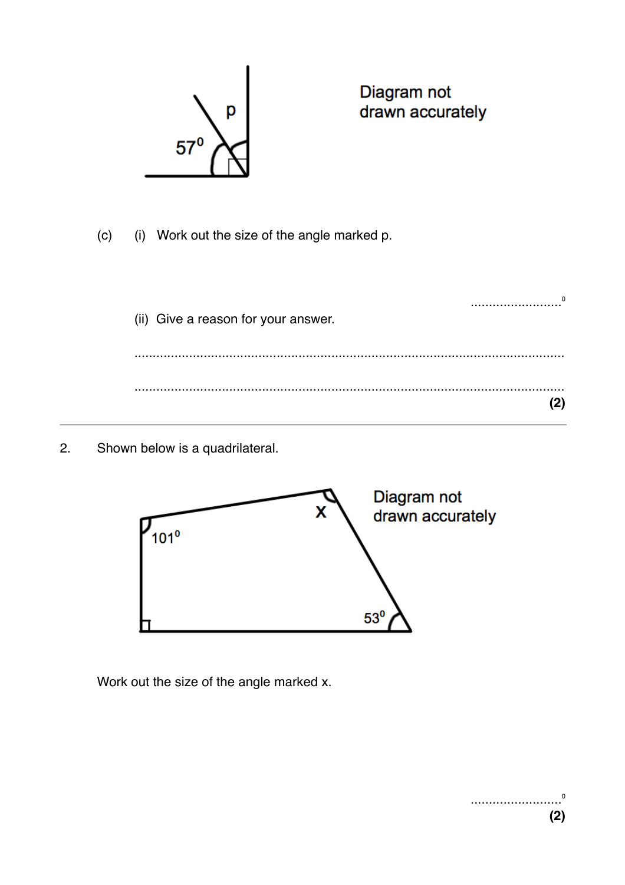Diagram not drawn accurately

(c) (i) Work out the size of the angle marked p.

..........................°

(ii) Give a reason for your answer.

..........................................................................................................................

..........................................................................................................................

**(2)**

2. Shown below is a quadrilateral.

Diagram not drawn accurately

Work out the size of the angle marked x.

..........................°

**(2)**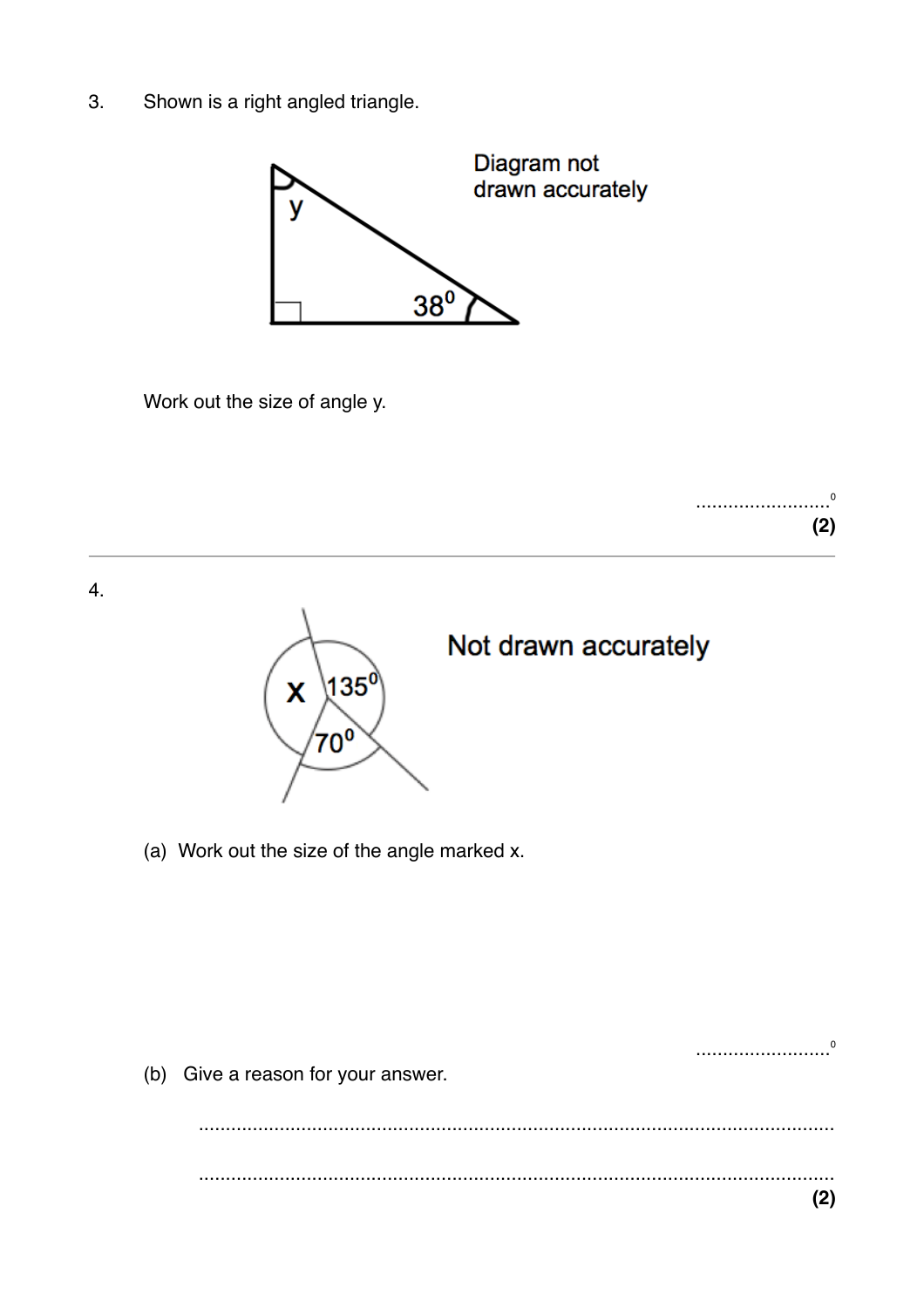3. Shown is a right angled triangle.

Diagram not drawn accurately

Work out the size of angle y.

..........................$^0$

**(2)**

---

4.

Not drawn accurately

(a) Work out the size of the angle marked x.

..........................$^0$

(b) Give a reason for your answer.

..........................................................................................................................

..........................................................................................................................

**(2)**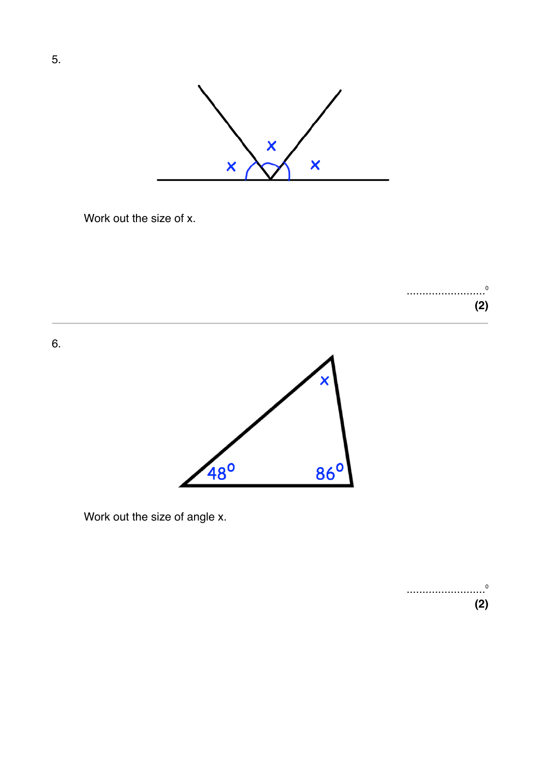5.

Work out the size of x.

..........................°

**(2)**

---

6.

Work out the size of angle x.

..........................°

**(2)**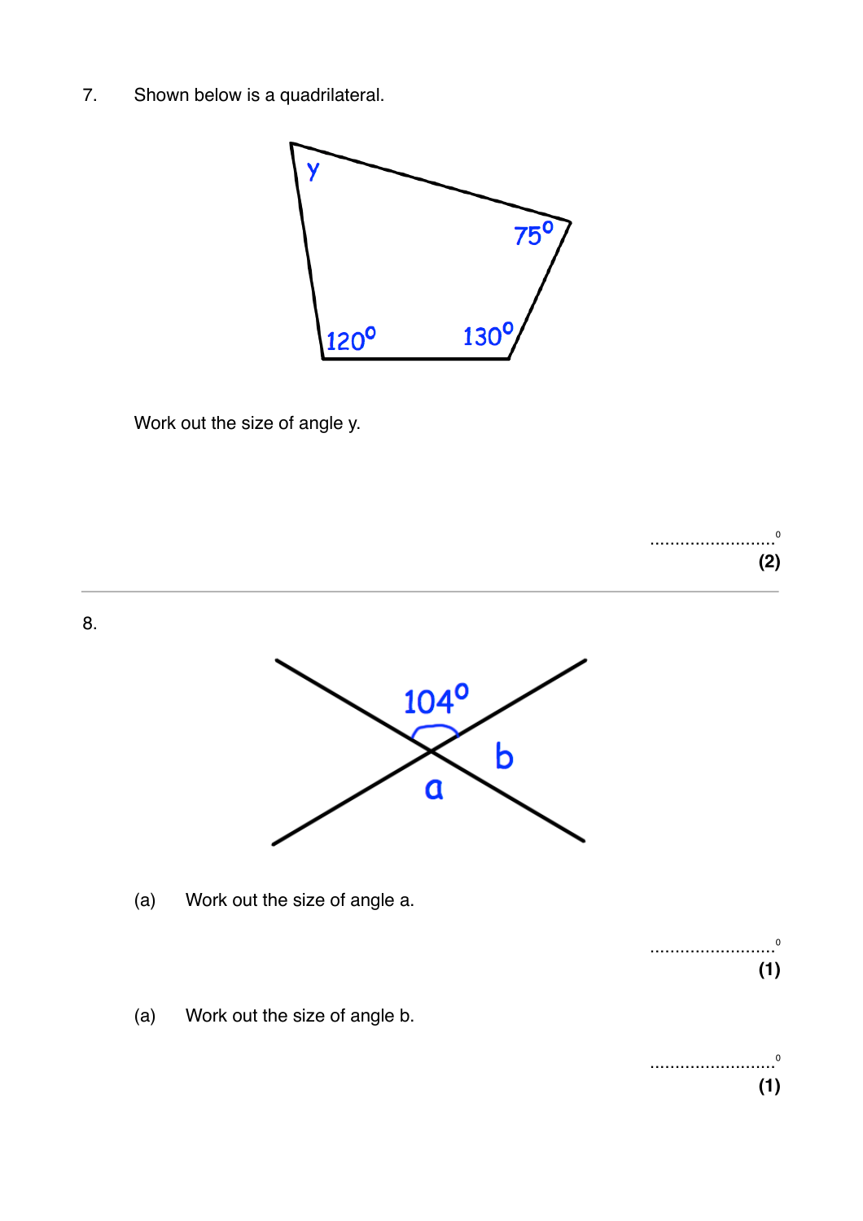7. Shown below is a quadrilateral.

Work out the size of angle y.

.........................°
**(2)**

---

8.

(a) Work out the size of angle a.

.........................°
**(1)**

(a) Work out the size of angle b.

.........................°
**(1)**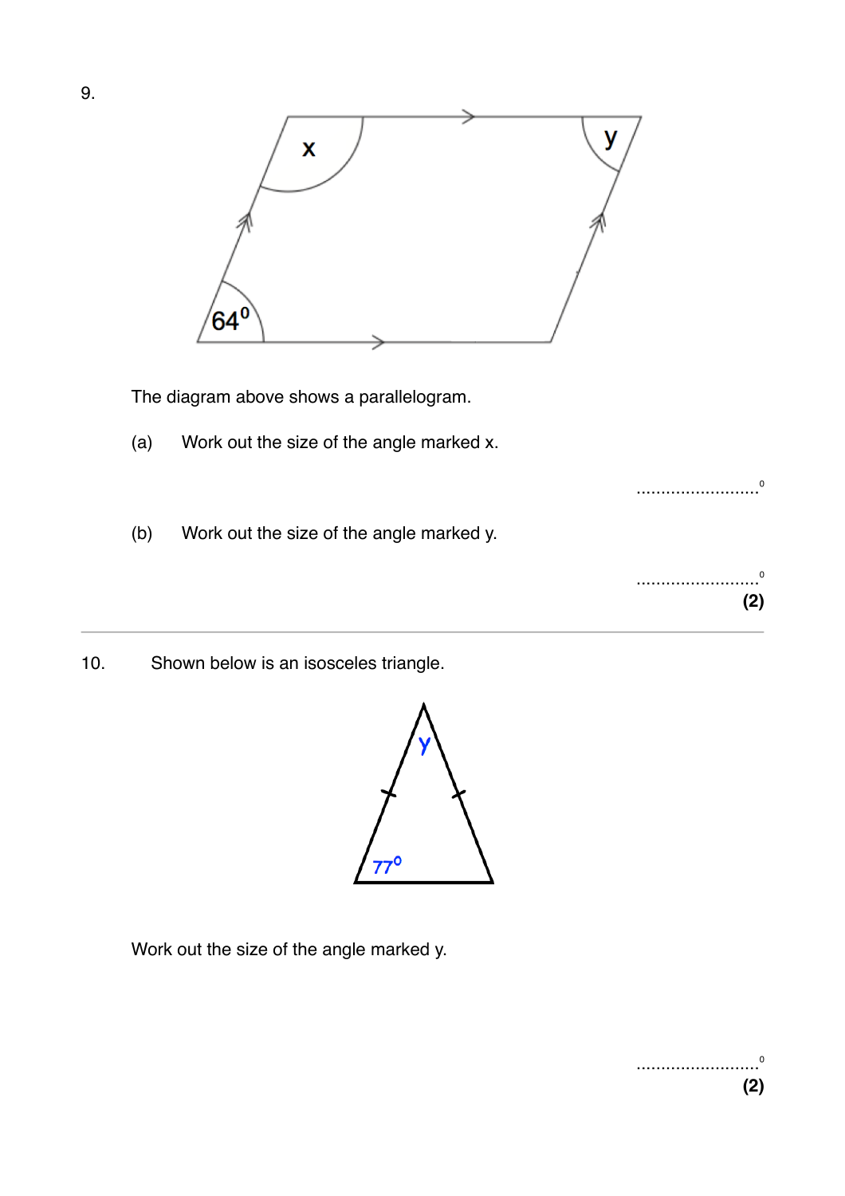9.

The diagram above shows a parallelogram.

(a) Work out the size of the angle marked x.

..........................$^{0}$

(b) Work out the size of the angle marked y.

..........................$^{0}$

**(2)**

---

10. Shown below is an isosceles triangle.

Work out the size of the angle marked y.

..........................$^{0}$

**(2)**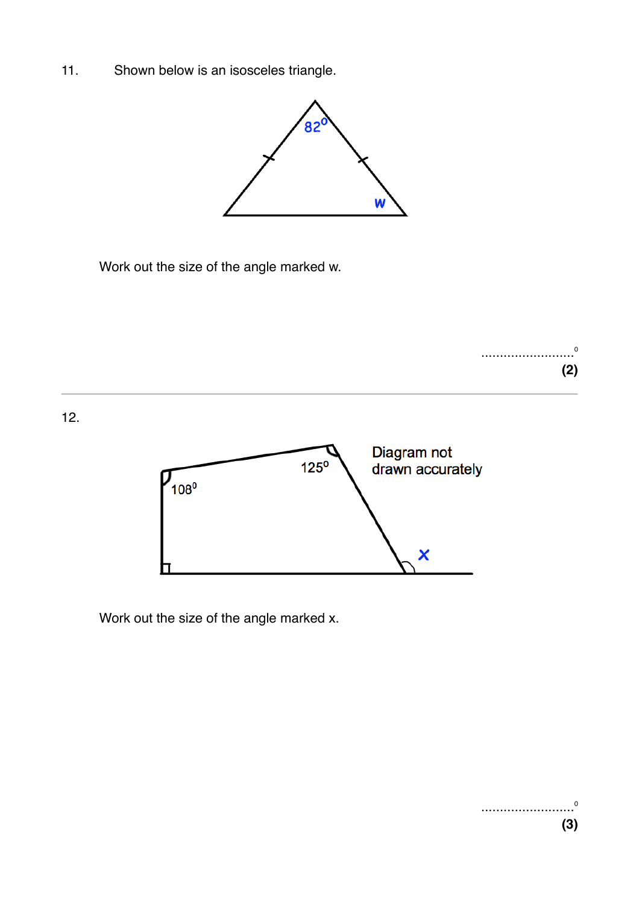11. Shown below is an isosceles triangle.

Work out the size of the angle marked w.

..........................$^o$

**(2)**

---

12.

Diagram not drawn accurately

Work out the size of the angle marked x.

..........................$^o$

**(3)**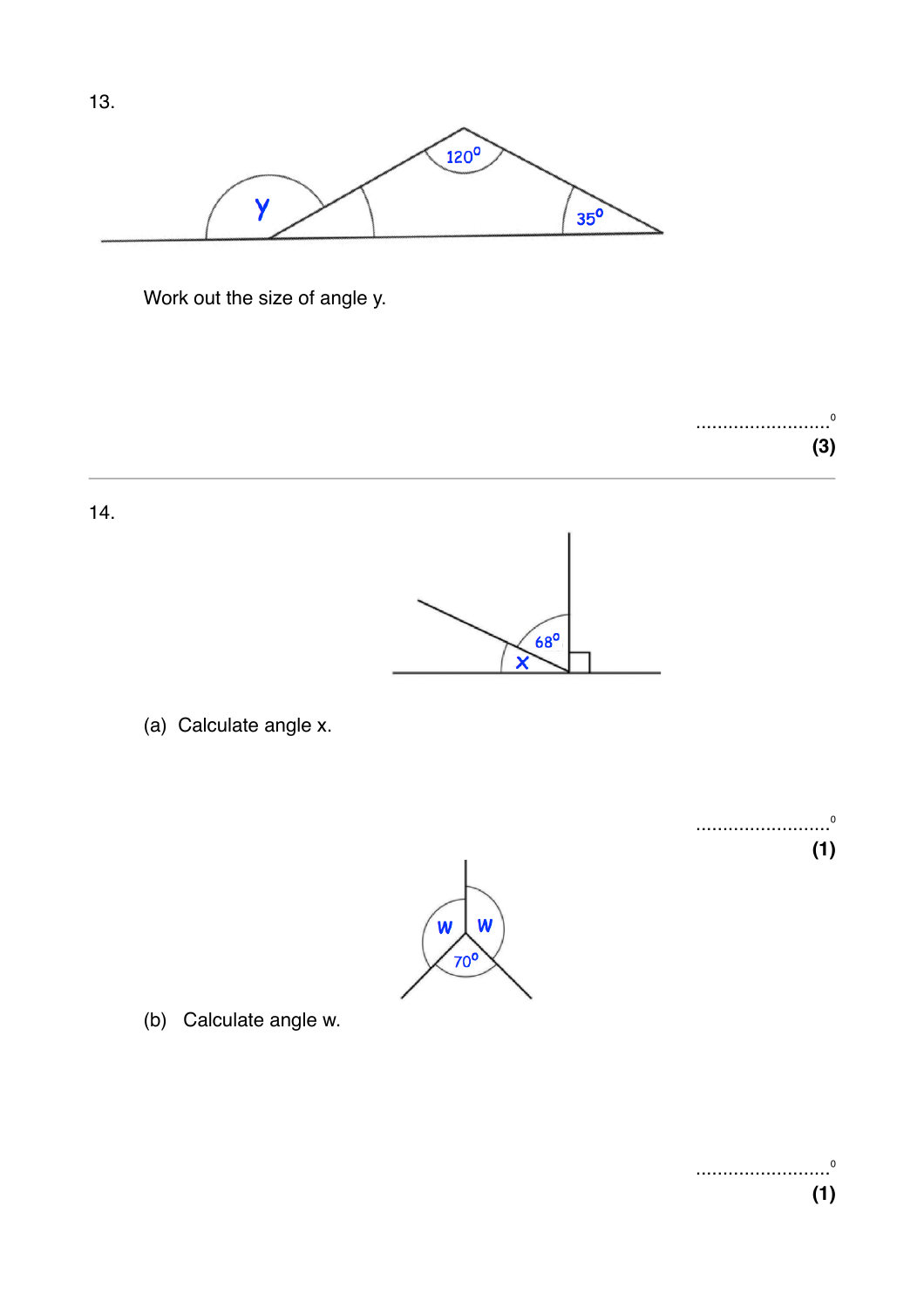13.

Work out the size of angle y.

..........................°
**(3)**

---

14.

(a) Calculate angle x.

..........................°
**(1)**

(b) Calculate angle w.

..........................°
**(1)**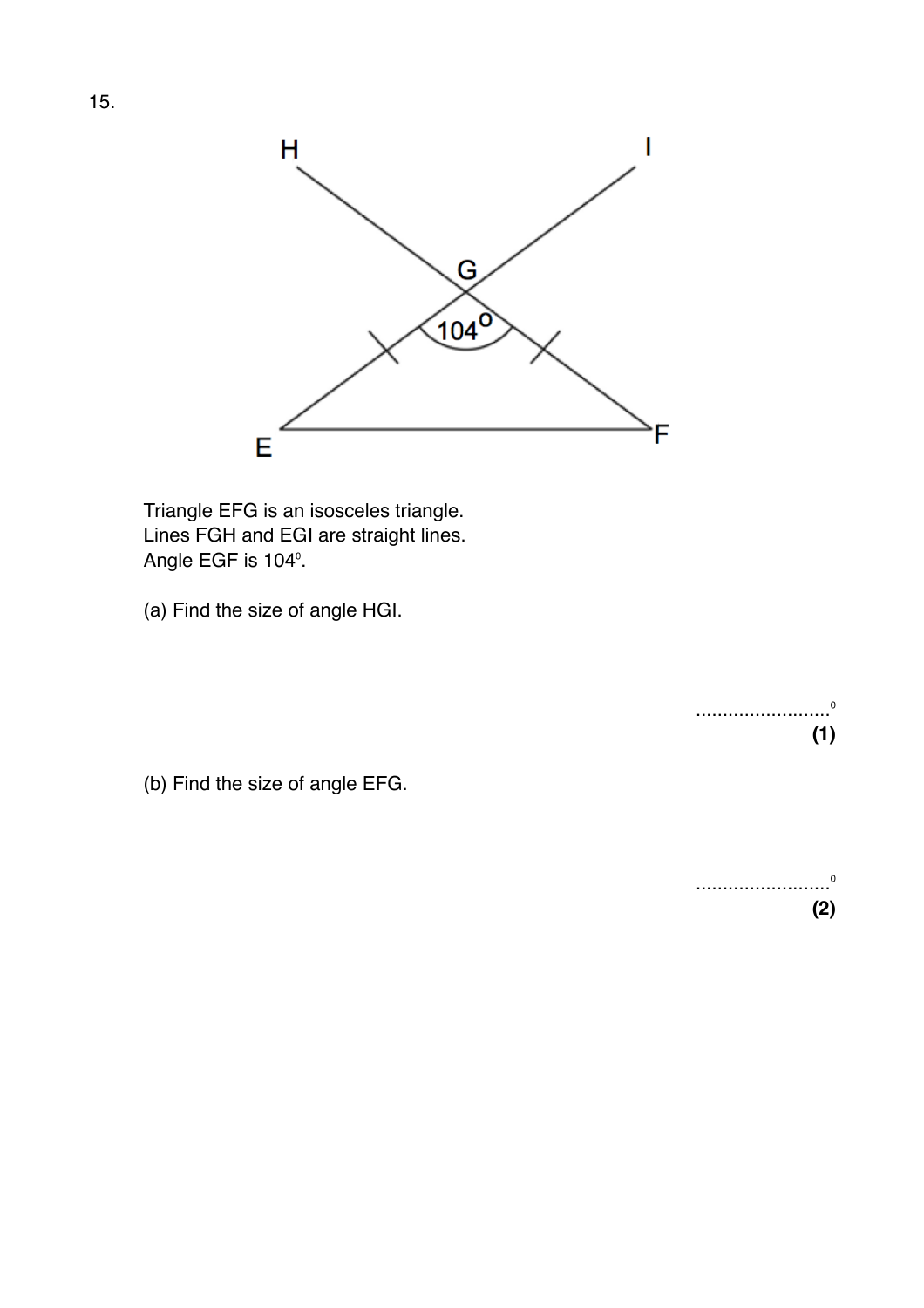15.

Triangle EFG is an isosceles triangle.
Lines FGH and EGI are straight lines.
Angle EGF is $104^{\circ}$.

(a) Find the size of angle HGI.

.........................$^{\circ}$
**(1)**

(b) Find the size of angle EFG.

.........................$^{\circ}$
**(2)**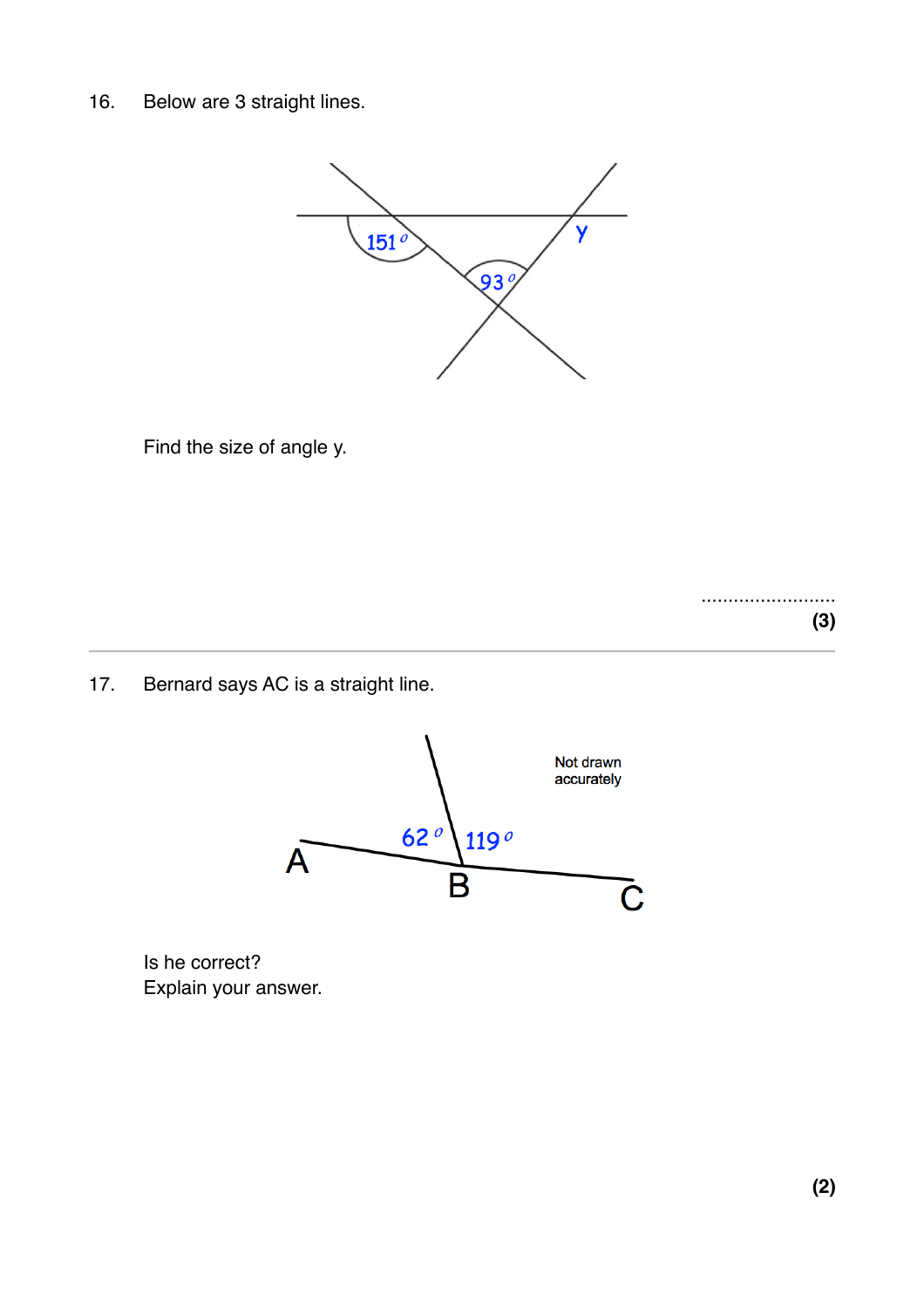16. Below are 3 straight lines.

Find the size of angle y.

..........................

**(3)**

---

17. Bernard says AC is a straight line.

Is he correct?
Explain your answer.

**(2)**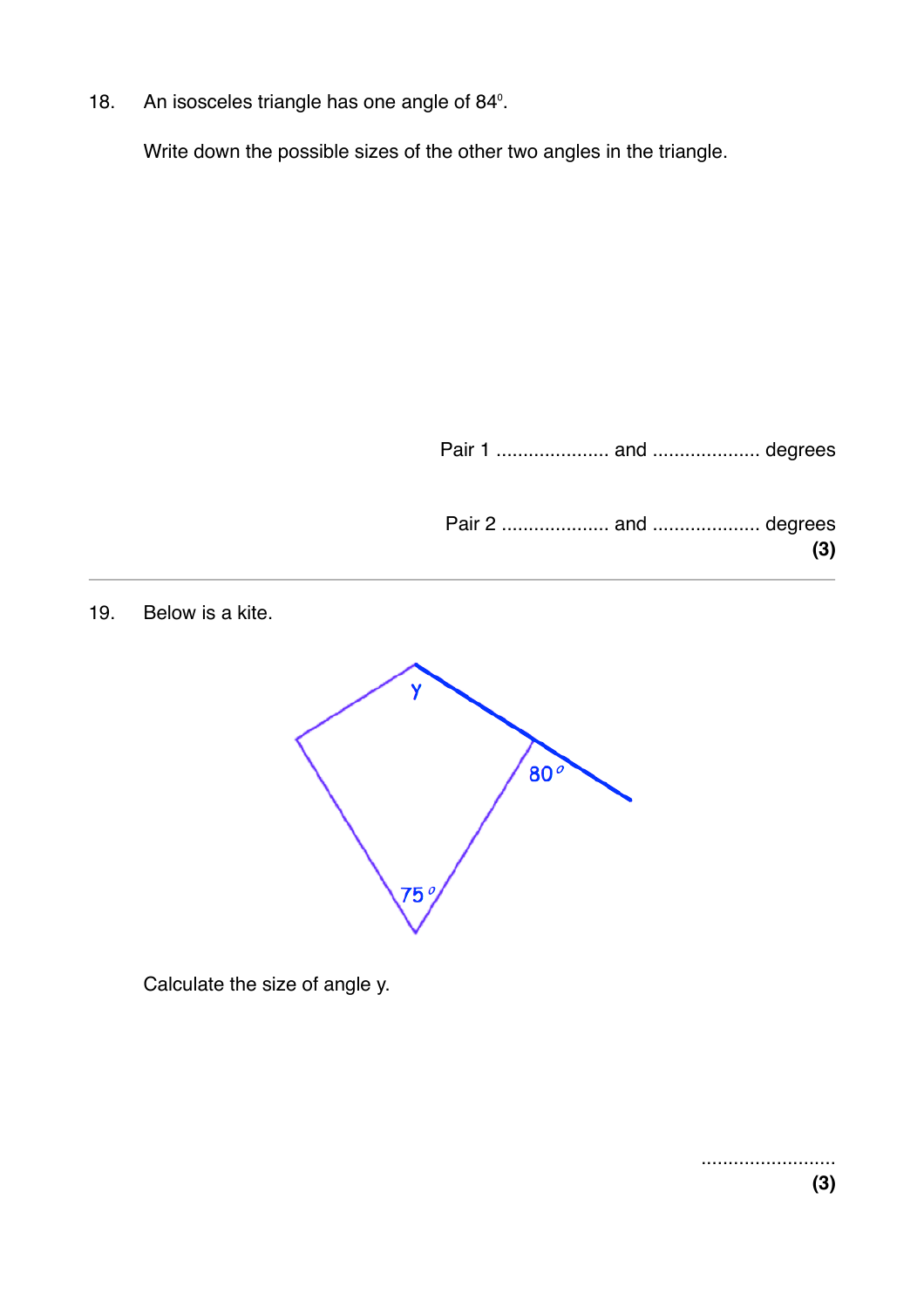18. An isosceles triangle has one angle of $84^\circ$.

Write down the possible sizes of the other two angles in the triangle.

Pair 1 .................... and .................... degrees

Pair 2 .................... and .................... degrees

**(3)**

---

19. Below is a kite.

y

$80^o$

$75^o$

Calculate the size of angle y.

.........................

**(3)**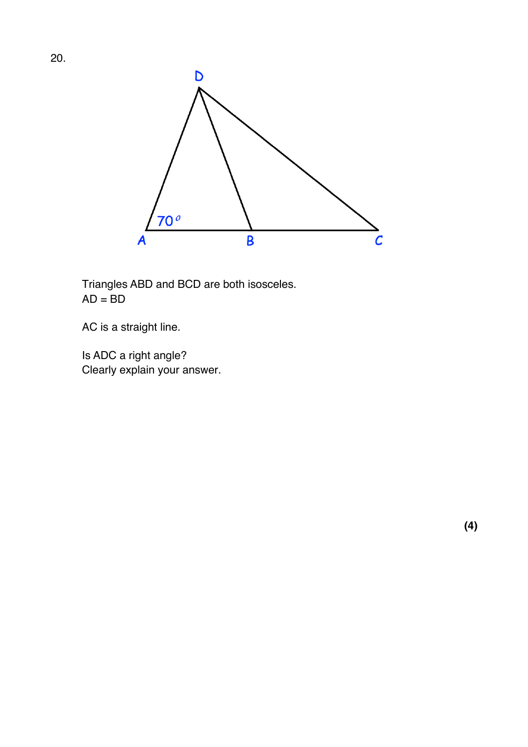20.

Triangles ABD and BCD are both isosceles.
AD = BD

AC is a straight line.

Is ADC a right angle?
Clearly explain your answer.

**(4)**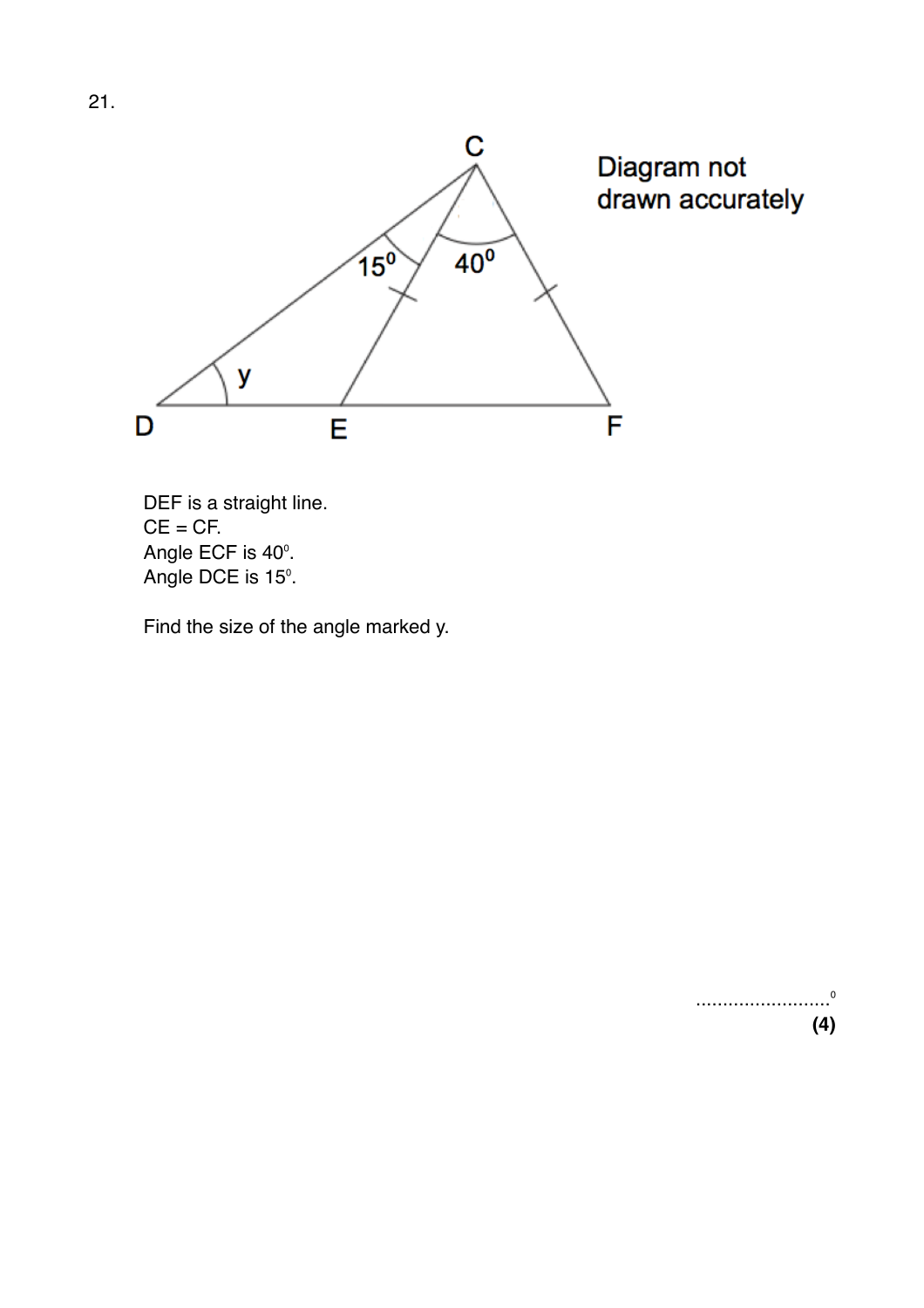21.

Diagram not drawn accurately

C

15°

40°

y

D

E

F

DEF is a straight line.
CE = CF.
Angle ECF is 40°.
Angle DCE is 15°.

Find the size of the angle marked y.

..........................°

**(4)**